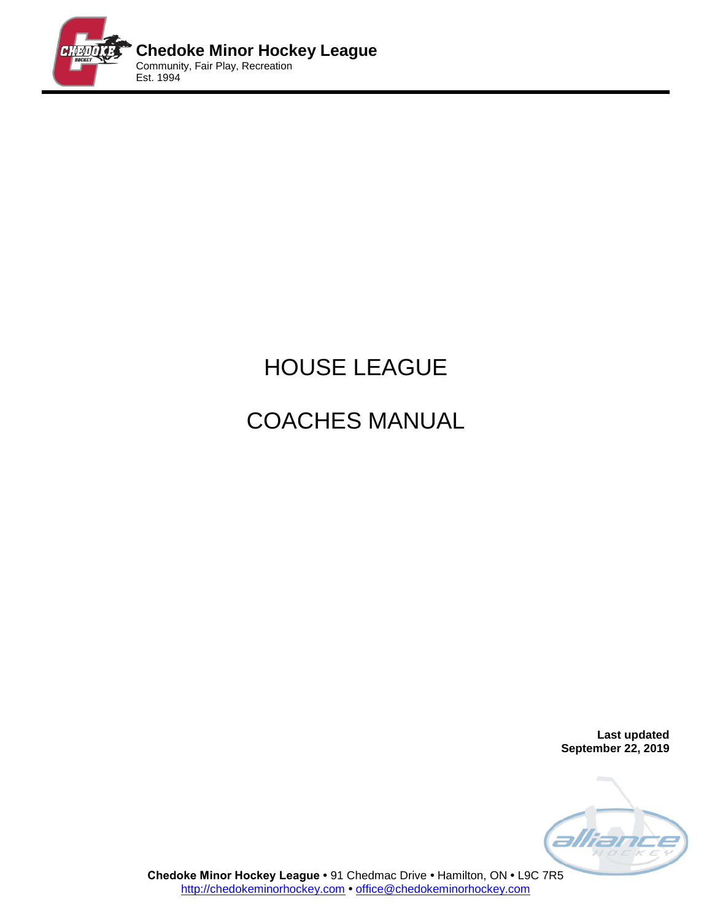**Chedoke Minor Hockey League**
Community, Fair Play, Recreation
Est. 1994

# HOUSE LEAGUE

# COACHES MANUAL

**Last updated**
**September 22, 2019**

**Chedoke Minor Hockey League** • 91 Chedmac Drive • Hamilton, ON • L9C 7R5
http://chedokeminorhockey.com • office@chedokeminorhockey.com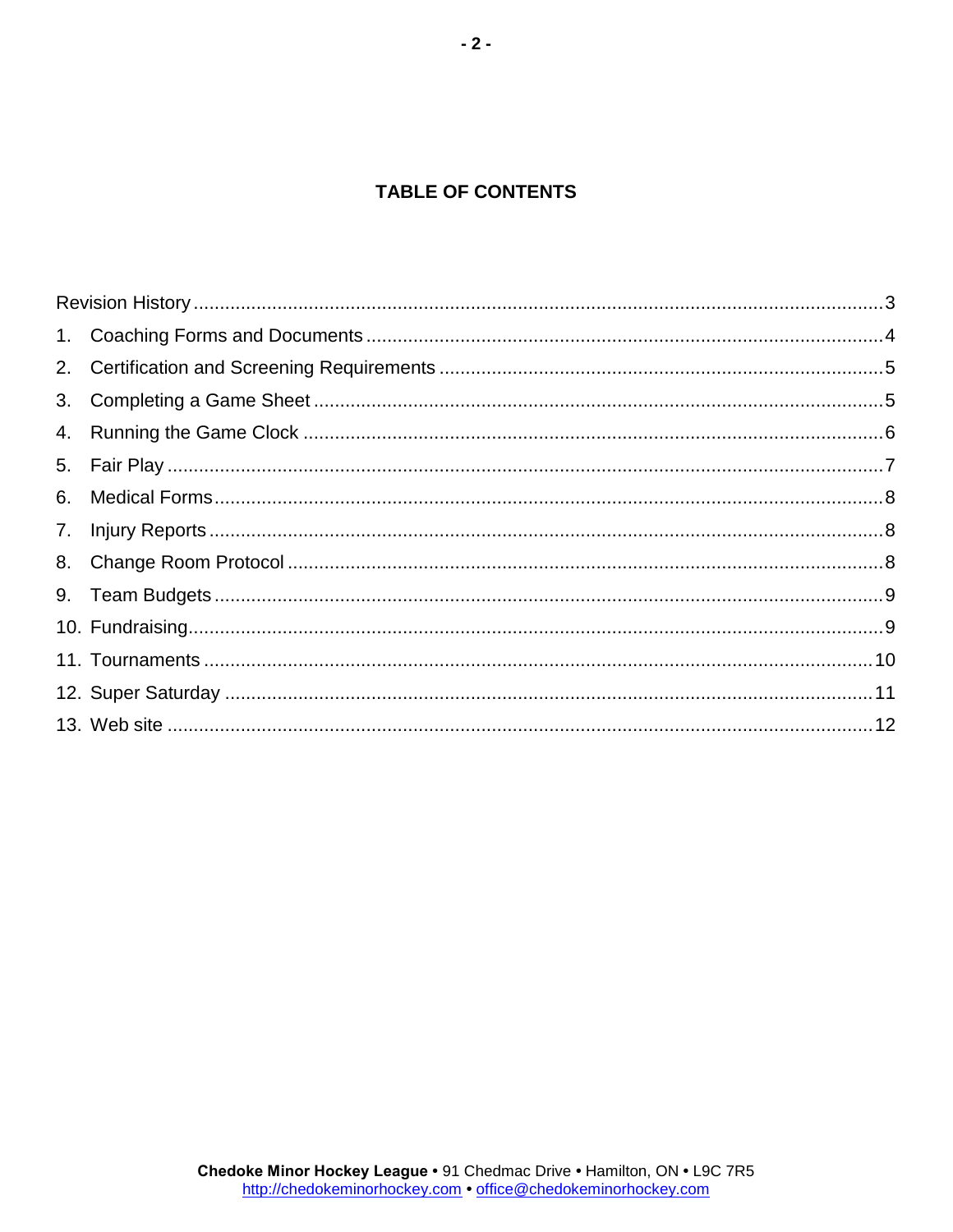# TABLE OF CONTENTS

Revision History ....................................................................................................................3

1. Coaching Forms and Documents ..................................................................................4
2. Certification and Screening Requirements ...................................................................5
3. Completing a Game Sheet ............................................................................................5
4. Running the Game Clock ...............................................................................................6
5. Fair Play ........................................................................................................................7
6. Medical Forms ................................................................................................................8
7. Injury Reports .................................................................................................................8
8. Change Room Protocol ..................................................................................................8
9. Team Budgets ................................................................................................................9
10. Fundraising ....................................................................................................................9
11. Tournaments ................................................................................................................10
12. Super Saturday ............................................................................................................11
13. Web site .......................................................................................................................12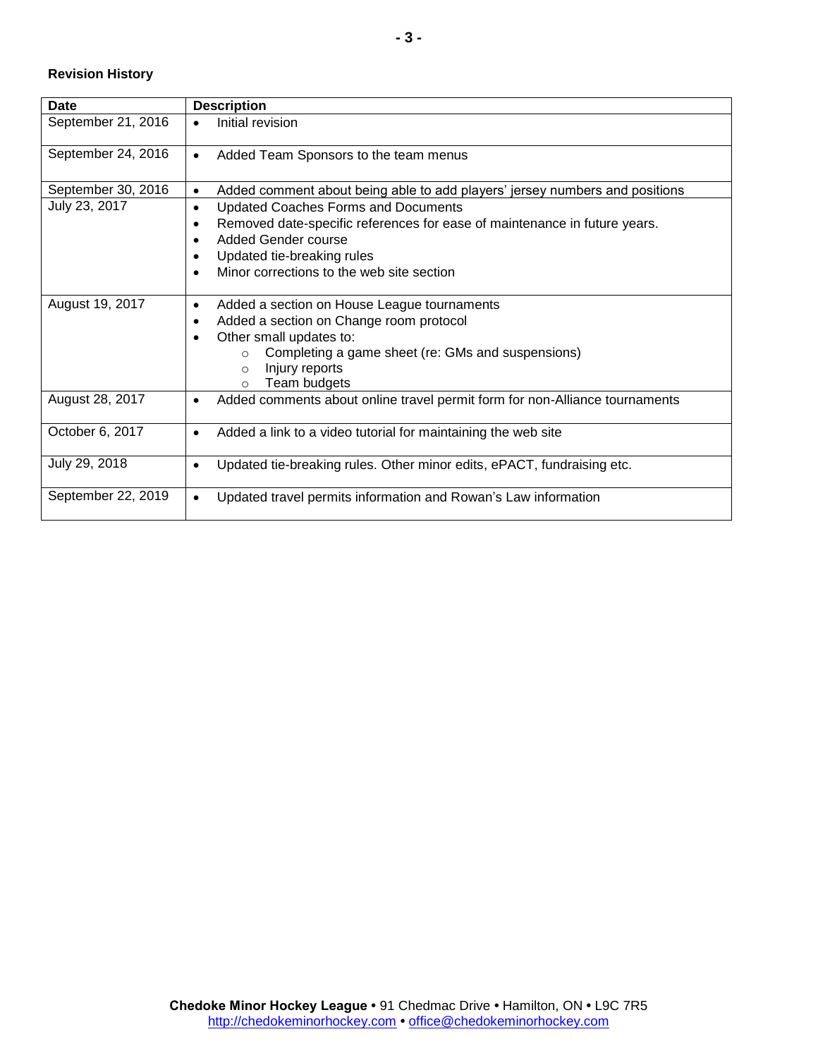**Revision History**

| Date | Description |
|---|---|
| September 21, 2016 | • Initial revision |
| September 24, 2016 | • Added Team Sponsors to the team menus |
| September 30, 2016 | • Added comment about being able to add players' jersey numbers and positions |
| July 23, 2017 | • Updated Coaches Forms and Documents<br>• Removed date-specific references for ease of maintenance in future years.<br>• Added Gender course<br>• Updated tie-breaking rules<br>• Minor corrections to the web site section |
| August 19, 2017 | • Added a section on House League tournaments<br>• Added a section on Change room protocol<br>• Other small updates to:<br>  ○ Completing a game sheet (re: GMs and suspensions)<br>  ○ Injury reports<br>  ○ Team budgets |
| August 28, 2017 | • Added comments about online travel permit form for non-Alliance tournaments |
| October 6, 2017 | • Added a link to a video tutorial for maintaining the web site |
| July 29, 2018 | • Updated tie-breaking rules. Other minor edits, ePACT, fundraising etc. |
| September 22, 2019 | • Updated travel permits information and Rowan's Law information |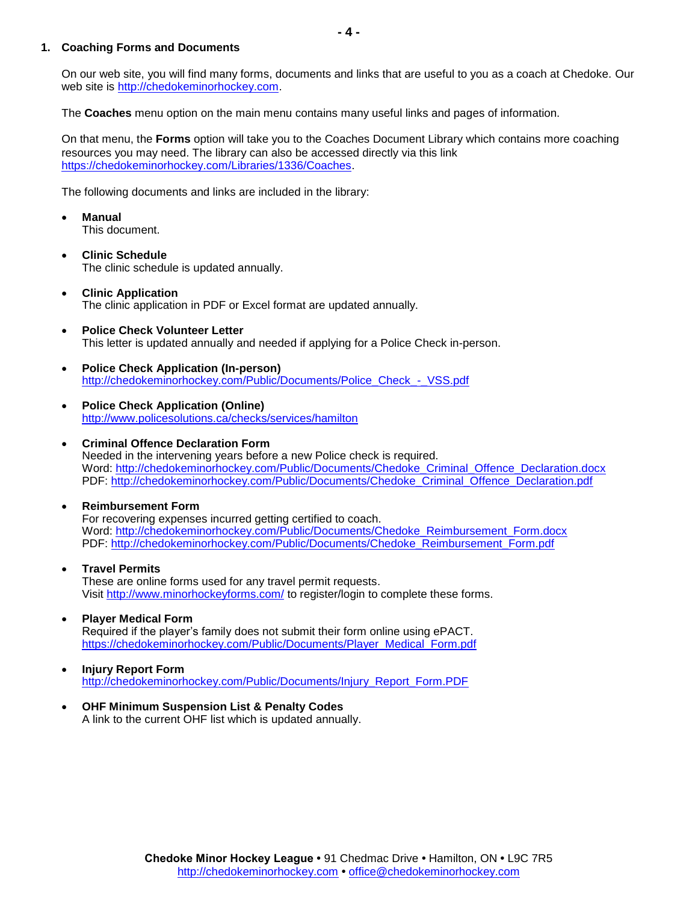## 1. Coaching Forms and Documents

On our web site, you will find many forms, documents and links that are useful to you as a coach at Chedoke. Our web site is http://chedokeminorhockey.com.

The **Coaches** menu option on the main menu contains many useful links and pages of information.

On that menu, the **Forms** option will take you to the Coaches Document Library which contains more coaching resources you may need. The library can also be accessed directly via this link https://chedokeminorhockey.com/Libraries/1336/Coaches.

The following documents and links are included in the library:

- **Manual**
  This document.

- **Clinic Schedule**
  The clinic schedule is updated annually.

- **Clinic Application**
  The clinic application in PDF or Excel format are updated annually.

- **Police Check Volunteer Letter**
  This letter is updated annually and needed if applying for a Police Check in-person.

- **Police Check Application (In-person)**
  http://chedokeminorhockey.com/Public/Documents/Police_Check_-_VSS.pdf

- **Police Check Application (Online)**
  http://www.policesolutions.ca/checks/services/hamilton

- **Criminal Offence Declaration Form**
  Needed in the intervening years before a new Police check is required.
  Word: http://chedokeminorhockey.com/Public/Documents/Chedoke_Criminal_Offence_Declaration.docx
  PDF: http://chedokeminorhockey.com/Public/Documents/Chedoke_Criminal_Offence_Declaration.pdf

- **Reimbursement Form**
  For recovering expenses incurred getting certified to coach.
  Word: http://chedokeminorhockey.com/Public/Documents/Chedoke_Reimbursement_Form.docx
  PDF: http://chedokeminorhockey.com/Public/Documents/Chedoke_Reimbursement_Form.pdf

- **Travel Permits**
  These are online forms used for any travel permit requests.
  Visit http://www.minorhockeyforms.com/ to register/login to complete these forms.

- **Player Medical Form**
  Required if the player's family does not submit their form online using ePACT.
  https://chedokeminorhockey.com/Public/Documents/Player_Medical_Form.pdf

- **Injury Report Form**
  http://chedokeminorhockey.com/Public/Documents/Injury_Report_Form.PDF

- **OHF Minimum Suspension List & Penalty Codes**
  A link to the current OHF list which is updated annually.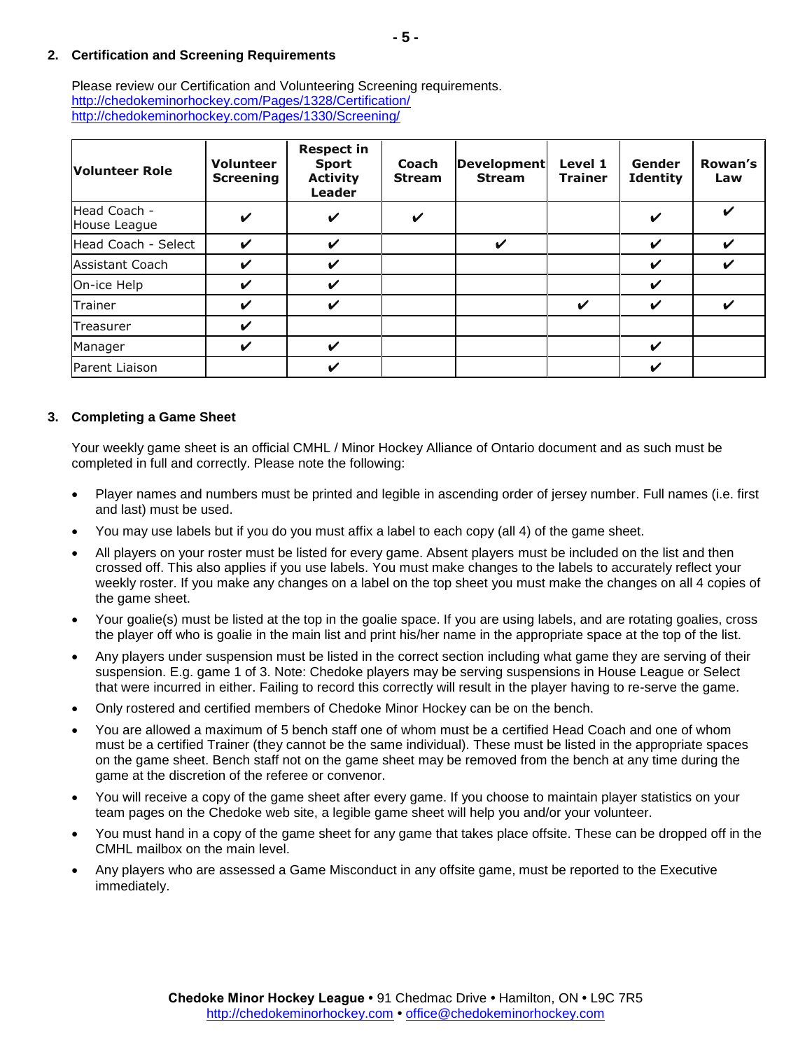## 2. Certification and Screening Requirements

Please review our Certification and Volunteering Screening requirements.
http://chedokeminorhockey.com/Pages/1328/Certification/
http://chedokeminorhockey.com/Pages/1330/Screening/

| Volunteer Role | Volunteer Screening | Respect in Sport Activity Leader | Coach Stream | Development Stream | Level 1 Trainer | Gender Identity | Rowan's Law |
|---|---|---|---|---|---|---|---|
| Head Coach - House League | ✔ | ✔ | ✔ | | | ✔ | ✔ |
| Head Coach - Select | ✔ | ✔ | | ✔ | | ✔ | ✔ |
| Assistant Coach | ✔ | ✔ | | | | ✔ | ✔ |
| On-ice Help | ✔ | ✔ | | | | ✔ | |
| Trainer | ✔ | ✔ | | | ✔ | ✔ | ✔ |
| Treasurer | ✔ | | | | | | |
| Manager | ✔ | ✔ | | | | ✔ | |
| Parent Liaison | | ✔ | | | | ✔ | |

## 3. Completing a Game Sheet

Your weekly game sheet is an official CMHL / Minor Hockey Alliance of Ontario document and as such must be completed in full and correctly. Please note the following:

- Player names and numbers must be printed and legible in ascending order of jersey number. Full names (i.e. first and last) must be used.
- You may use labels but if you do you must affix a label to each copy (all 4) of the game sheet.
- All players on your roster must be listed for every game. Absent players must be included on the list and then crossed off. This also applies if you use labels. You must make changes to the labels to accurately reflect your weekly roster. If you make any changes on a label on the top sheet you must make the changes on all 4 copies of the game sheet.
- Your goalie(s) must be listed at the top in the goalie space. If you are using labels, and are rotating goalies, cross the player off who is goalie in the main list and print his/her name in the appropriate space at the top of the list.
- Any players under suspension must be listed in the correct section including what game they are serving of their suspension. E.g. game 1 of 3. Note: Chedoke players may be serving suspensions in House League or Select that were incurred in either. Failing to record this correctly will result in the player having to re-serve the game.
- Only rostered and certified members of Chedoke Minor Hockey can be on the bench.
- You are allowed a maximum of 5 bench staff one of whom must be a certified Head Coach and one of whom must be a certified Trainer (they cannot be the same individual). These must be listed in the appropriate spaces on the game sheet. Bench staff not on the game sheet may be removed from the bench at any time during the game at the discretion of the referee or convenor.
- You will receive a copy of the game sheet after every game. If you choose to maintain player statistics on your team pages on the Chedoke web site, a legible game sheet will help you and/or your volunteer.
- You must hand in a copy of the game sheet for any game that takes place offsite. These can be dropped off in the CMHL mailbox on the main level.
- Any players who are assessed a Game Misconduct in any offsite game, must be reported to the Executive immediately.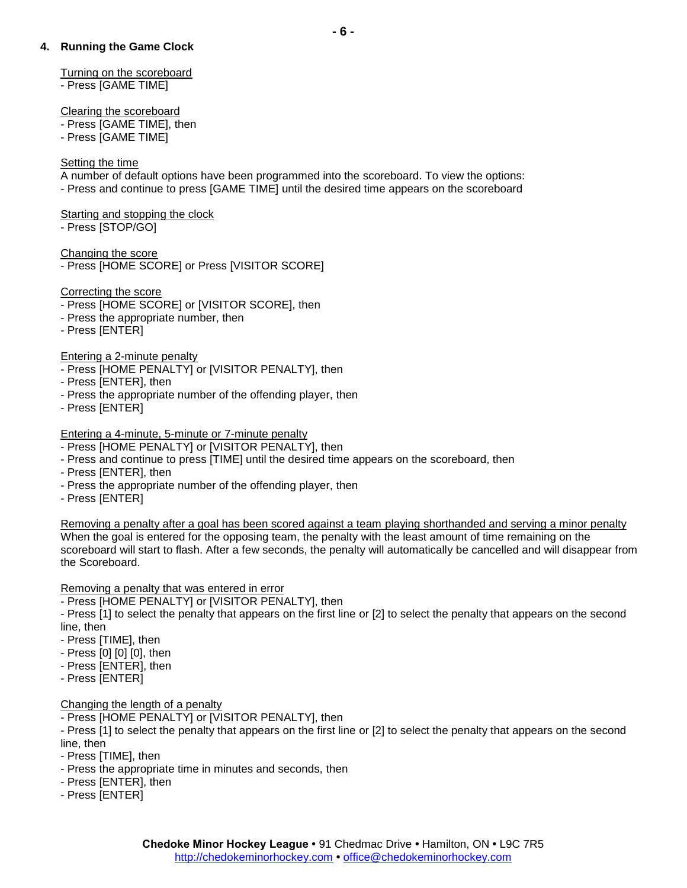## 4. Running the Game Clock

Turning on the scoreboard
- Press [GAME TIME]

Clearing the scoreboard
- Press [GAME TIME], then
- Press [GAME TIME]

Setting the time
A number of default options have been programmed into the scoreboard. To view the options:
- Press and continue to press [GAME TIME] until the desired time appears on the scoreboard

Starting and stopping the clock
- Press [STOP/GO]

Changing the score
- Press [HOME SCORE] or Press [VISITOR SCORE]

Correcting the score
- Press [HOME SCORE] or [VISITOR SCORE], then
- Press the appropriate number, then
- Press [ENTER]

Entering a 2-minute penalty
- Press [HOME PENALTY] or [VISITOR PENALTY], then
- Press [ENTER], then
- Press the appropriate number of the offending player, then
- Press [ENTER]

Entering a 4-minute, 5-minute or 7-minute penalty
- Press [HOME PENALTY] or [VISITOR PENALTY], then
- Press and continue to press [TIME] until the desired time appears on the scoreboard, then
- Press [ENTER], then
- Press the appropriate number of the offending player, then
- Press [ENTER]

Removing a penalty after a goal has been scored against a team playing shorthanded and serving a minor penalty
When the goal is entered for the opposing team, the penalty with the least amount of time remaining on the scoreboard will start to flash. After a few seconds, the penalty will automatically be cancelled and will disappear from the Scoreboard.

Removing a penalty that was entered in error
- Press [HOME PENALTY] or [VISITOR PENALTY], then
- Press [1] to select the penalty that appears on the first line or [2] to select the penalty that appears on the second line, then
- Press [TIME], then
- Press [0] [0] [0], then
- Press [ENTER], then
- Press [ENTER]

Changing the length of a penalty
- Press [HOME PENALTY] or [VISITOR PENALTY], then
- Press [1] to select the penalty that appears on the first line or [2] to select the penalty that appears on the second line, then
- Press [TIME], then
- Press the appropriate time in minutes and seconds, then
- Press [ENTER], then
- Press [ENTER]

**Chedoke Minor Hockey League** • 91 Chedmac Drive • Hamilton, ON • L9C 7R5
http://chedokeminorhockey.com • office@chedokeminorhockey.com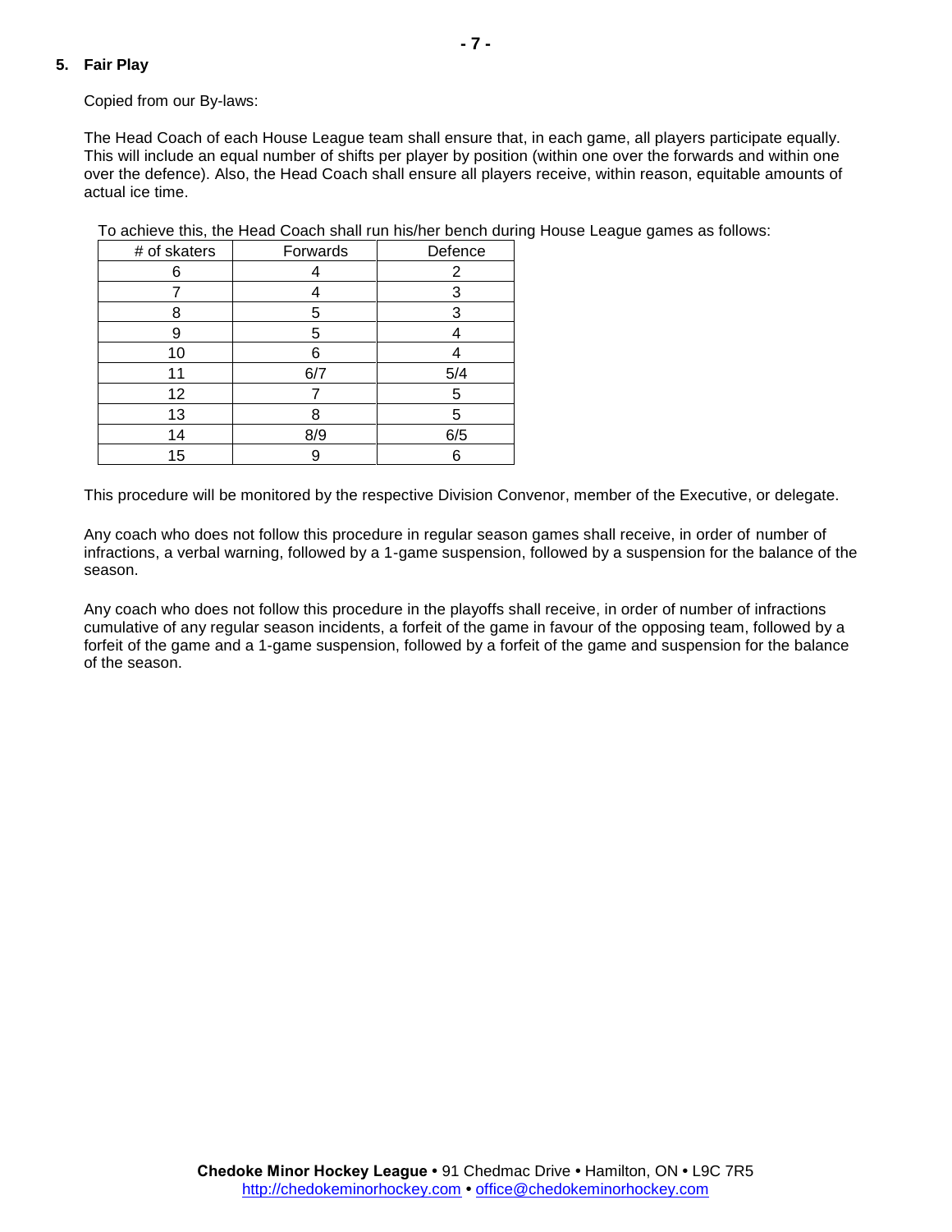## 5. Fair Play

Copied from our By-laws:

The Head Coach of each House League team shall ensure that, in each game, all players participate equally. This will include an equal number of shifts per player by position (within one over the forwards and within one over the defence). Also, the Head Coach shall ensure all players receive, within reason, equitable amounts of actual ice time.

To achieve this, the Head Coach shall run his/her bench during House League games as follows:

| # of skaters | Forwards | Defence |
|---|---|---|
| 6 | 4 | 2 |
| 7 | 4 | 3 |
| 8 | 5 | 3 |
| 9 | 5 | 4 |
| 10 | 6 | 4 |
| 11 | 6/7 | 5/4 |
| 12 | 7 | 5 |
| 13 | 8 | 5 |
| 14 | 8/9 | 6/5 |
| 15 | 9 | 6 |

This procedure will be monitored by the respective Division Convenor, member of the Executive, or delegate.

Any coach who does not follow this procedure in regular season games shall receive, in order of number of infractions, a verbal warning, followed by a 1-game suspension, followed by a suspension for the balance of the season.

Any coach who does not follow this procedure in the playoffs shall receive, in order of number of infractions cumulative of any regular season incidents, a forfeit of the game in favour of the opposing team, followed by a forfeit of the game and a 1-game suspension, followed by a forfeit of the game and suspension for the balance of the season.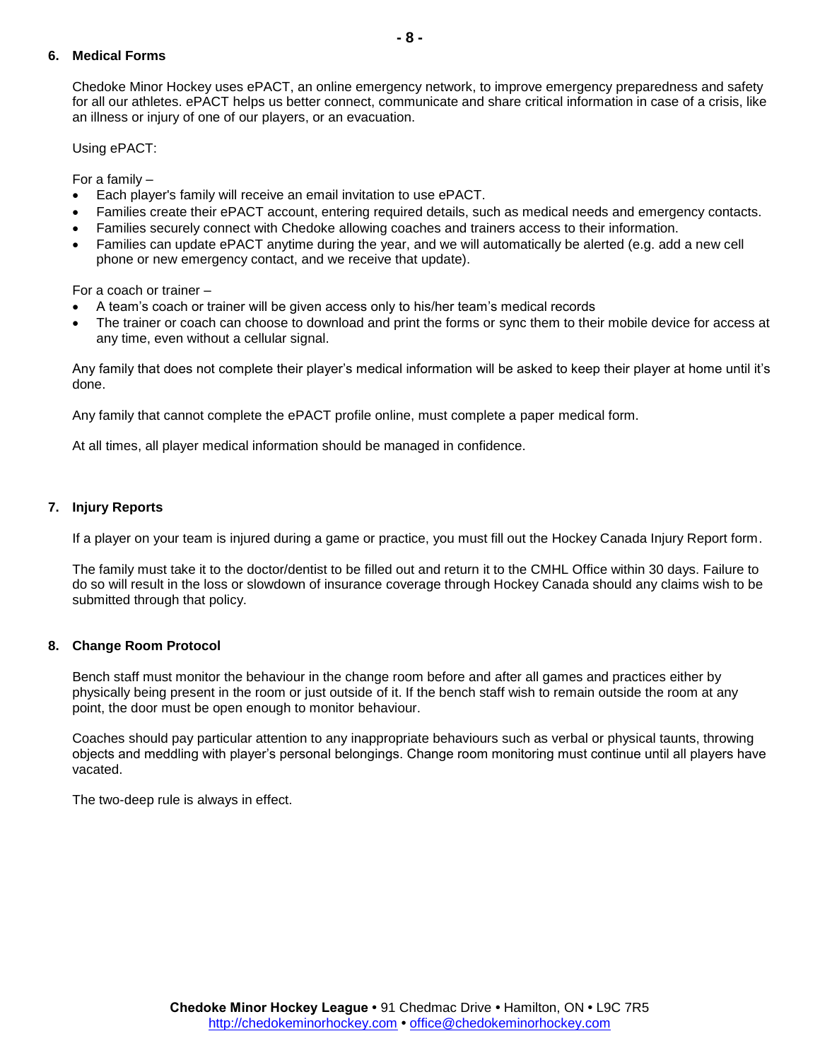### 6. Medical Forms

Chedoke Minor Hockey uses ePACT, an online emergency network, to improve emergency preparedness and safety for all our athletes. ePACT helps us better connect, communicate and share critical information in case of a crisis, like an illness or injury of one of our players, or an evacuation.

Using ePACT:

For a family –

- Each player's family will receive an email invitation to use ePACT.
- Families create their ePACT account, entering required details, such as medical needs and emergency contacts.
- Families securely connect with Chedoke allowing coaches and trainers access to their information.
- Families can update ePACT anytime during the year, and we will automatically be alerted (e.g. add a new cell phone or new emergency contact, and we receive that update).

For a coach or trainer –

- A team's coach or trainer will be given access only to his/her team's medical records
- The trainer or coach can choose to download and print the forms or sync them to their mobile device for access at any time, even without a cellular signal.

Any family that does not complete their player's medical information will be asked to keep their player at home until it's done.

Any family that cannot complete the ePACT profile online, must complete a paper medical form.

At all times, all player medical information should be managed in confidence.

### 7. Injury Reports

If a player on your team is injured during a game or practice, you must fill out the Hockey Canada Injury Report form.

The family must take it to the doctor/dentist to be filled out and return it to the CMHL Office within 30 days. Failure to do so will result in the loss or slowdown of insurance coverage through Hockey Canada should any claims wish to be submitted through that policy.

### 8. Change Room Protocol

Bench staff must monitor the behaviour in the change room before and after all games and practices either by physically being present in the room or just outside of it. If the bench staff wish to remain outside the room at any point, the door must be open enough to monitor behaviour.

Coaches should pay particular attention to any inappropriate behaviours such as verbal or physical taunts, throwing objects and meddling with player's personal belongings. Change room monitoring must continue until all players have vacated.

The two-deep rule is always in effect.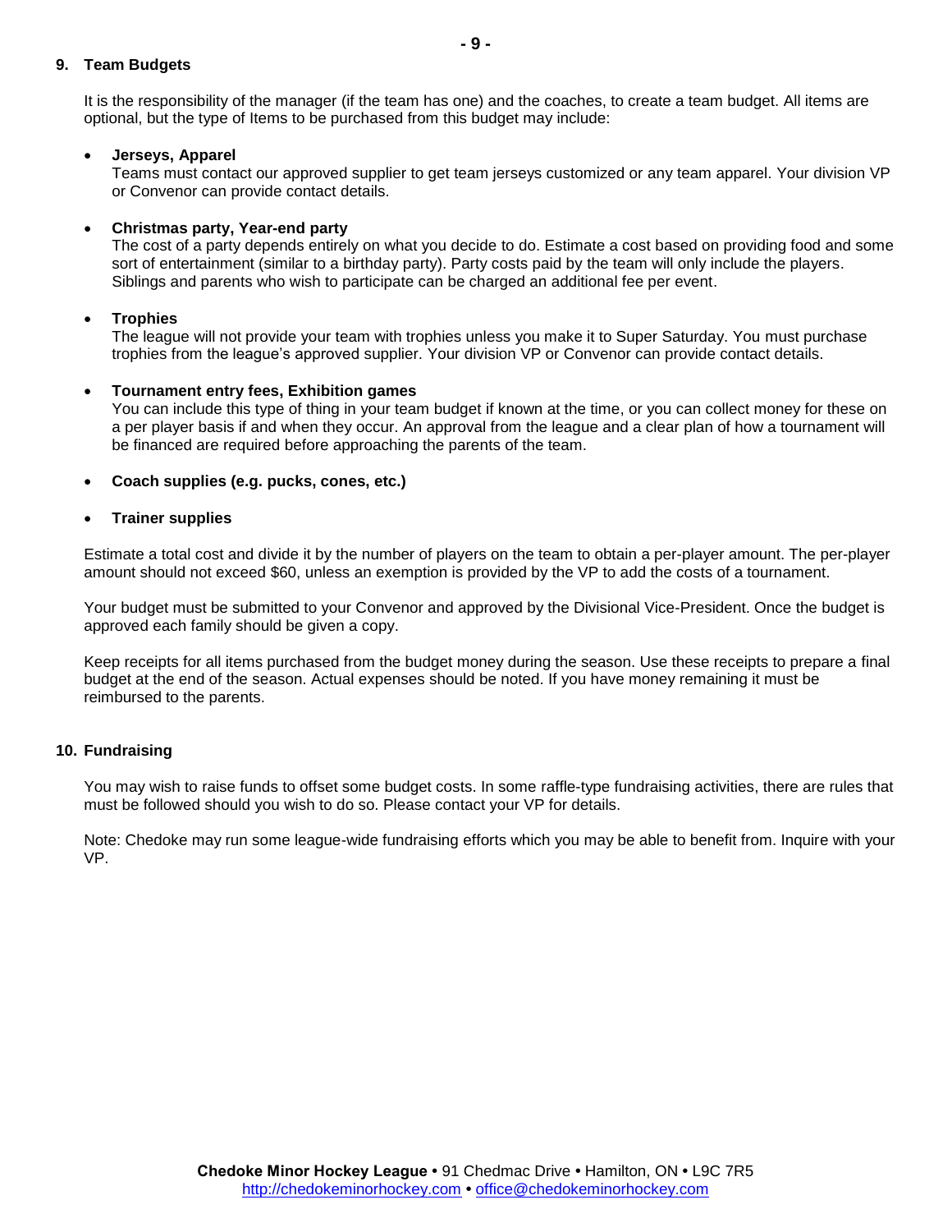## 9. Team Budgets

It is the responsibility of the manager (if the team has one) and the coaches, to create a team budget. All items are optional, but the type of Items to be purchased from this budget may include:

- **Jerseys, Apparel**
  Teams must contact our approved supplier to get team jerseys customized or any team apparel. Your division VP or Convenor can provide contact details.

- **Christmas party, Year-end party**
  The cost of a party depends entirely on what you decide to do. Estimate a cost based on providing food and some sort of entertainment (similar to a birthday party). Party costs paid by the team will only include the players. Siblings and parents who wish to participate can be charged an additional fee per event.

- **Trophies**
  The league will not provide your team with trophies unless you make it to Super Saturday. You must purchase trophies from the league's approved supplier. Your division VP or Convenor can provide contact details.

- **Tournament entry fees, Exhibition games**
  You can include this type of thing in your team budget if known at the time, or you can collect money for these on a per player basis if and when they occur. An approval from the league and a clear plan of how a tournament will be financed are required before approaching the parents of the team.

- **Coach supplies (e.g. pucks, cones, etc.)**

- **Trainer supplies**

Estimate a total cost and divide it by the number of players on the team to obtain a per-player amount. The per-player amount should not exceed $60, unless an exemption is provided by the VP to add the costs of a tournament.

Your budget must be submitted to your Convenor and approved by the Divisional Vice-President. Once the budget is approved each family should be given a copy.

Keep receipts for all items purchased from the budget money during the season. Use these receipts to prepare a final budget at the end of the season. Actual expenses should be noted. If you have money remaining it must be reimbursed to the parents.

## 10. Fundraising

You may wish to raise funds to offset some budget costs. In some raffle-type fundraising activities, there are rules that must be followed should you wish to do so. Please contact your VP for details.

Note: Chedoke may run some league-wide fundraising efforts which you may be able to benefit from. Inquire with your VP.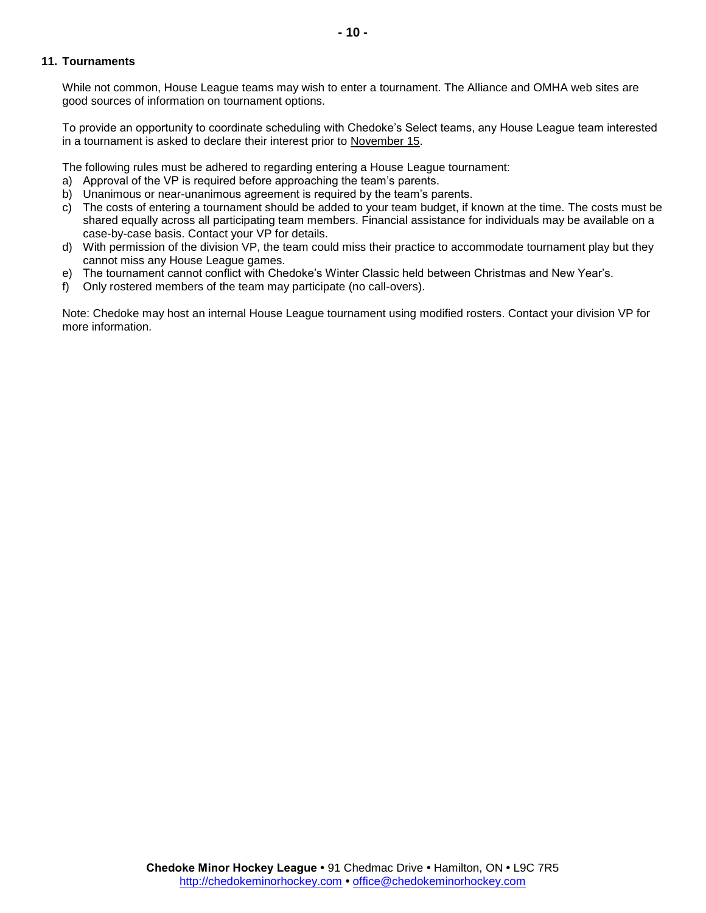## 11. Tournaments

While not common, House League teams may wish to enter a tournament. The Alliance and OMHA web sites are good sources of information on tournament options.

To provide an opportunity to coordinate scheduling with Chedoke's Select teams, any House League team interested in a tournament is asked to declare their interest prior to November 15.

The following rules must be adhered to regarding entering a House League tournament:

a) Approval of the VP is required before approaching the team's parents.
b) Unanimous or near-unanimous agreement is required by the team's parents.
c) The costs of entering a tournament should be added to your team budget, if known at the time. The costs must be shared equally across all participating team members. Financial assistance for individuals may be available on a case-by-case basis. Contact your VP for details.
d) With permission of the division VP, the team could miss their practice to accommodate tournament play but they cannot miss any House League games.
e) The tournament cannot conflict with Chedoke's Winter Classic held between Christmas and New Year's.
f) Only rostered members of the team may participate (no call-overs).

Note: Chedoke may host an internal House League tournament using modified rosters. Contact your division VP for more information.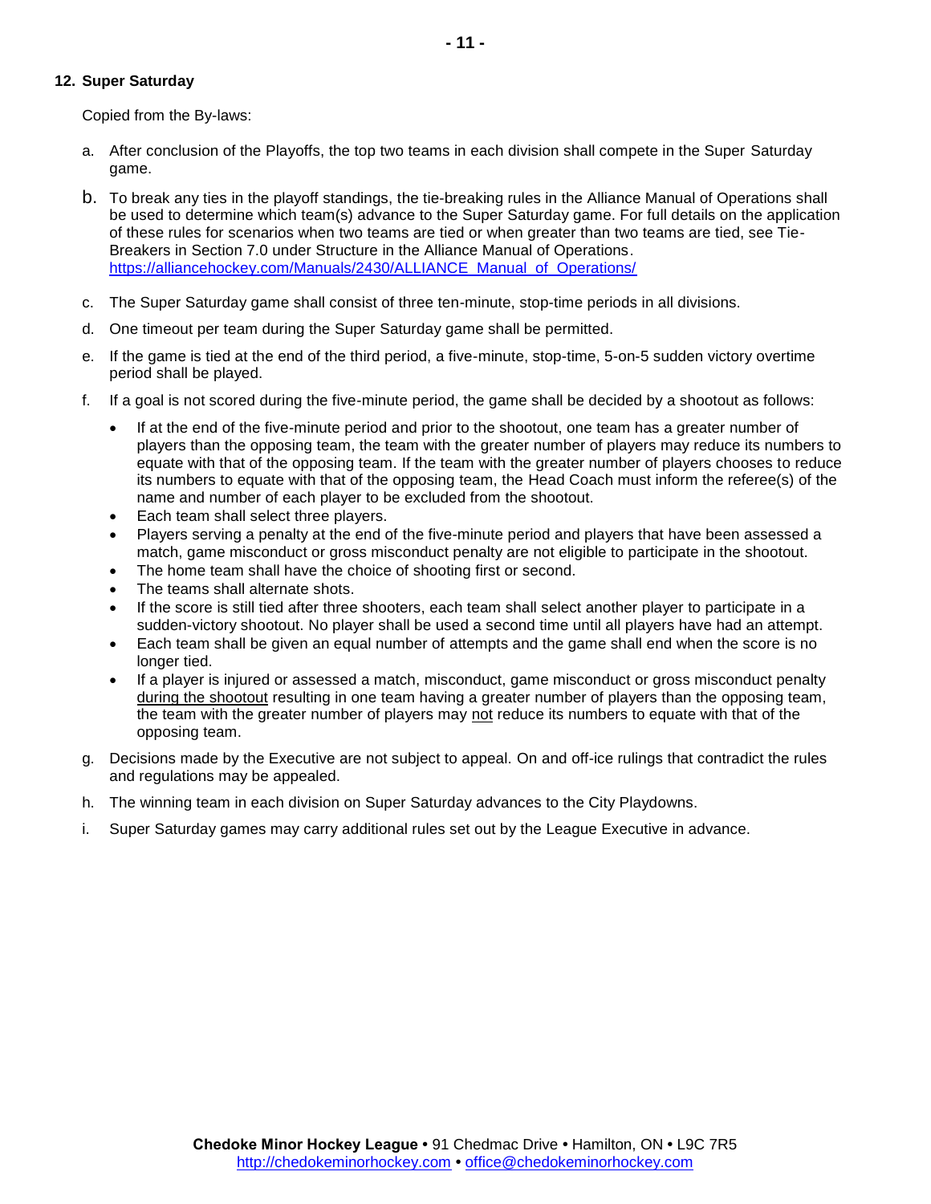## 12. Super Saturday

Copied from the By-laws:

a. After conclusion of the Playoffs, the top two teams in each division shall compete in the Super Saturday game.

b. To break any ties in the playoff standings, the tie-breaking rules in the Alliance Manual of Operations shall be used to determine which team(s) advance to the Super Saturday game. For full details on the application of these rules for scenarios when two teams are tied or when greater than two teams are tied, see Tie-Breakers in Section 7.0 under Structure in the Alliance Manual of Operations. https://alliancehockey.com/Manuals/2430/ALLIANCE_Manual_of_Operations/

c. The Super Saturday game shall consist of three ten-minute, stop-time periods in all divisions.

d. One timeout per team during the Super Saturday game shall be permitted.

e. If the game is tied at the end of the third period, a five-minute, stop-time, 5-on-5 sudden victory overtime period shall be played.

f. If a goal is not scored during the five-minute period, the game shall be decided by a shootout as follows:

   - If at the end of the five-minute period and prior to the shootout, one team has a greater number of players than the opposing team, the team with the greater number of players may reduce its numbers to equate with that of the opposing team. If the team with the greater number of players chooses to reduce its numbers to equate with that of the opposing team, the Head Coach must inform the referee(s) of the name and number of each player to be excluded from the shootout.
   - Each team shall select three players.
   - Players serving a penalty at the end of the five-minute period and players that have been assessed a match, game misconduct or gross misconduct penalty are not eligible to participate in the shootout.
   - The home team shall have the choice of shooting first or second.
   - The teams shall alternate shots.
   - If the score is still tied after three shooters, each team shall select another player to participate in a sudden-victory shootout. No player shall be used a second time until all players have had an attempt.
   - Each team shall be given an equal number of attempts and the game shall end when the score is no longer tied.
   - If a player is injured or assessed a match, misconduct, game misconduct or gross misconduct penalty during the shootout resulting in one team having a greater number of players than the opposing team, the team with the greater number of players may not reduce its numbers to equate with that of the opposing team.

g. Decisions made by the Executive are not subject to appeal. On and off-ice rulings that contradict the rules and regulations may be appealed.

h. The winning team in each division on Super Saturday advances to the City Playdowns.

i. Super Saturday games may carry additional rules set out by the League Executive in advance.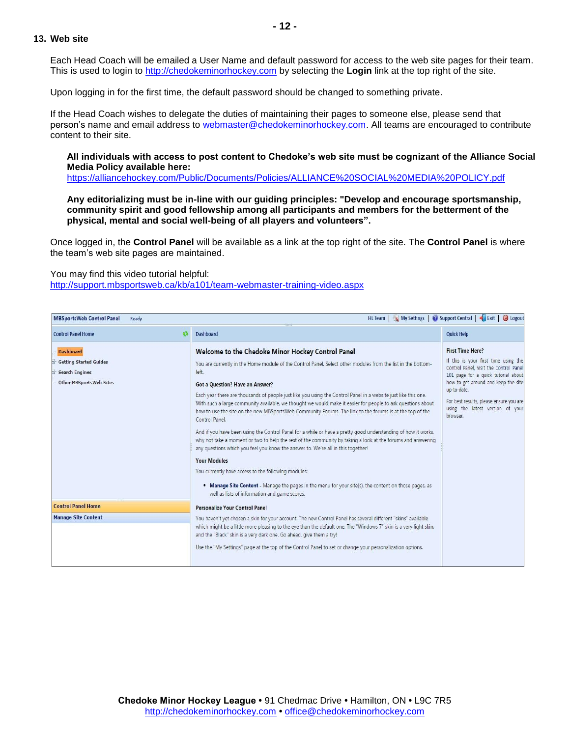## 13. Web site

Each Head Coach will be emailed a User Name and default password for access to the web site pages for their team. This is used to login to http://chedokeminorhockey.com by selecting the **Login** link at the top right of the site.

Upon logging in for the first time, the default password should be changed to something private.

If the Head Coach wishes to delegate the duties of maintaining their pages to someone else, please send that person's name and email address to webmaster@chedokeminorhockey.com. All teams are encouraged to contribute content to their site.

> **All individuals with access to post content to Chedoke's web site must be cognizant of the Alliance Social Media Policy available here:**
> https://alliancehockey.com/Public/Documents/Policies/ALLIANCE%20SOCIAL%20MEDIA%20POLICY.pdf
>
> **Any editorializing must be in-line with our guiding principles: "Develop and encourage sportsmanship, community spirit and good fellowship among all participants and members for the betterment of the physical, mental and social well-being of all players and volunteers".**

Once logged in, the **Control Panel** will be available as a link at the top right of the site. The **Control Panel** is where the team's web site pages are maintained.

You may find this video tutorial helpful:
http://support.mbsportsweb.ca/kb/a101/team-webmaster-training-video.aspx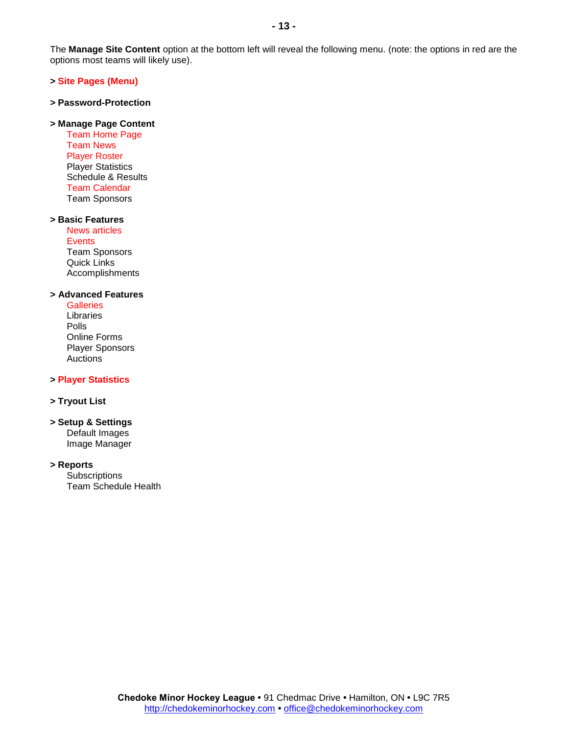The **Manage Site Content** option at the bottom left will reveal the following menu. (note: the options in red are the options most teams will likely use).

**> Site Pages (Menu)**

**> Password-Protection**

**> Manage Page Content**

- Team Home Page
- Team News
- Player Roster
- Player Statistics
- Schedule & Results
- Team Calendar
- Team Sponsors

**> Basic Features**

- News articles
- Events
- Team Sponsors
- Quick Links
- Accomplishments

**> Advanced Features**

- Galleries
- Libraries
- Polls
- Online Forms
- Player Sponsors
- Auctions

**> Player Statistics**

**> Tryout List**

**> Setup & Settings**

- Default Images
- Image Manager

**> Reports**

- Subscriptions
- Team Schedule Health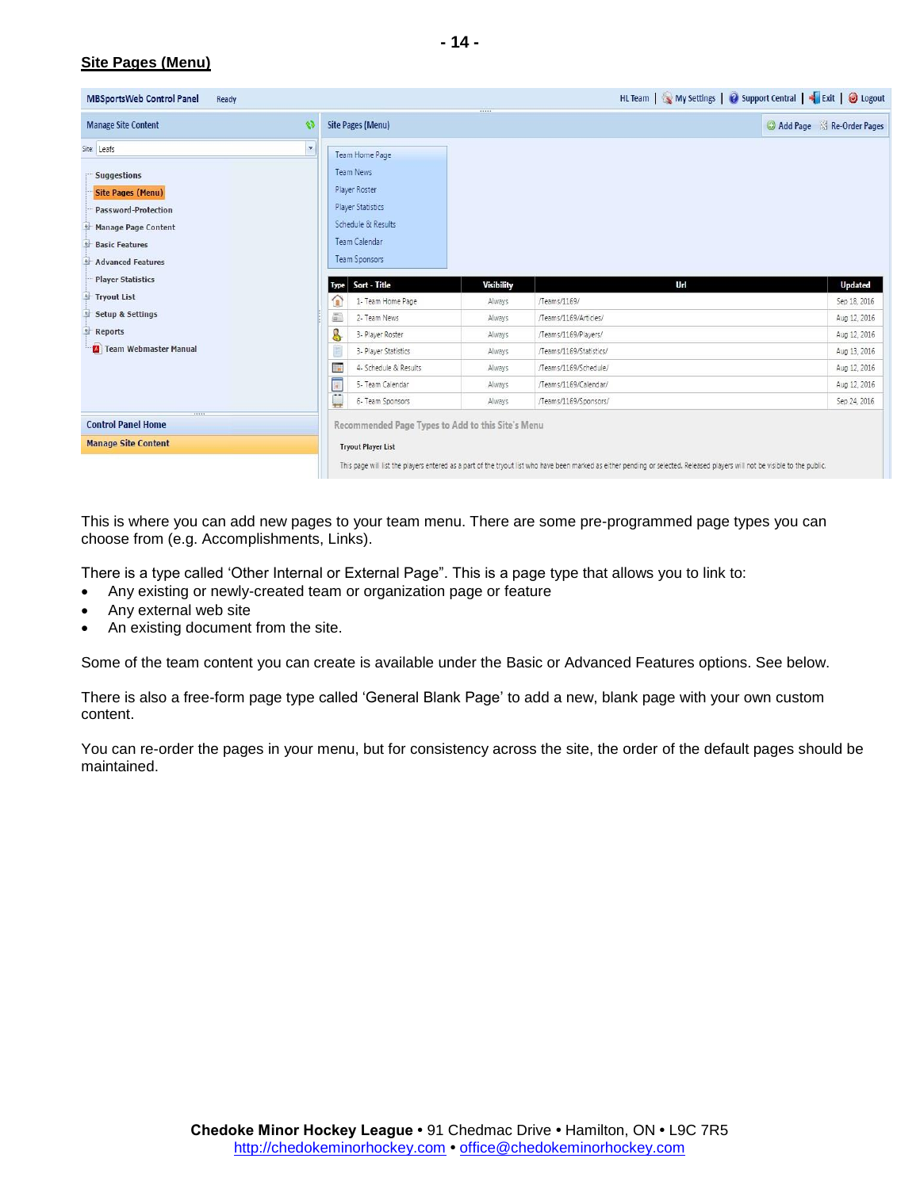## Site Pages (Menu)

This is where you can add new pages to your team menu. There are some pre-programmed page types you can choose from (e.g. Accomplishments, Links).

There is a type called 'Other Internal or External Page". This is a page type that allows you to link to:

- Any existing or newly-created team or organization page or feature
- Any external web site
- An existing document from the site.

Some of the team content you can create is available under the Basic or Advanced Features options. See below.

There is also a free-form page type called 'General Blank Page' to add a new, blank page with your own custom content.

You can re-order the pages in your menu, but for consistency across the site, the order of the default pages should be maintained.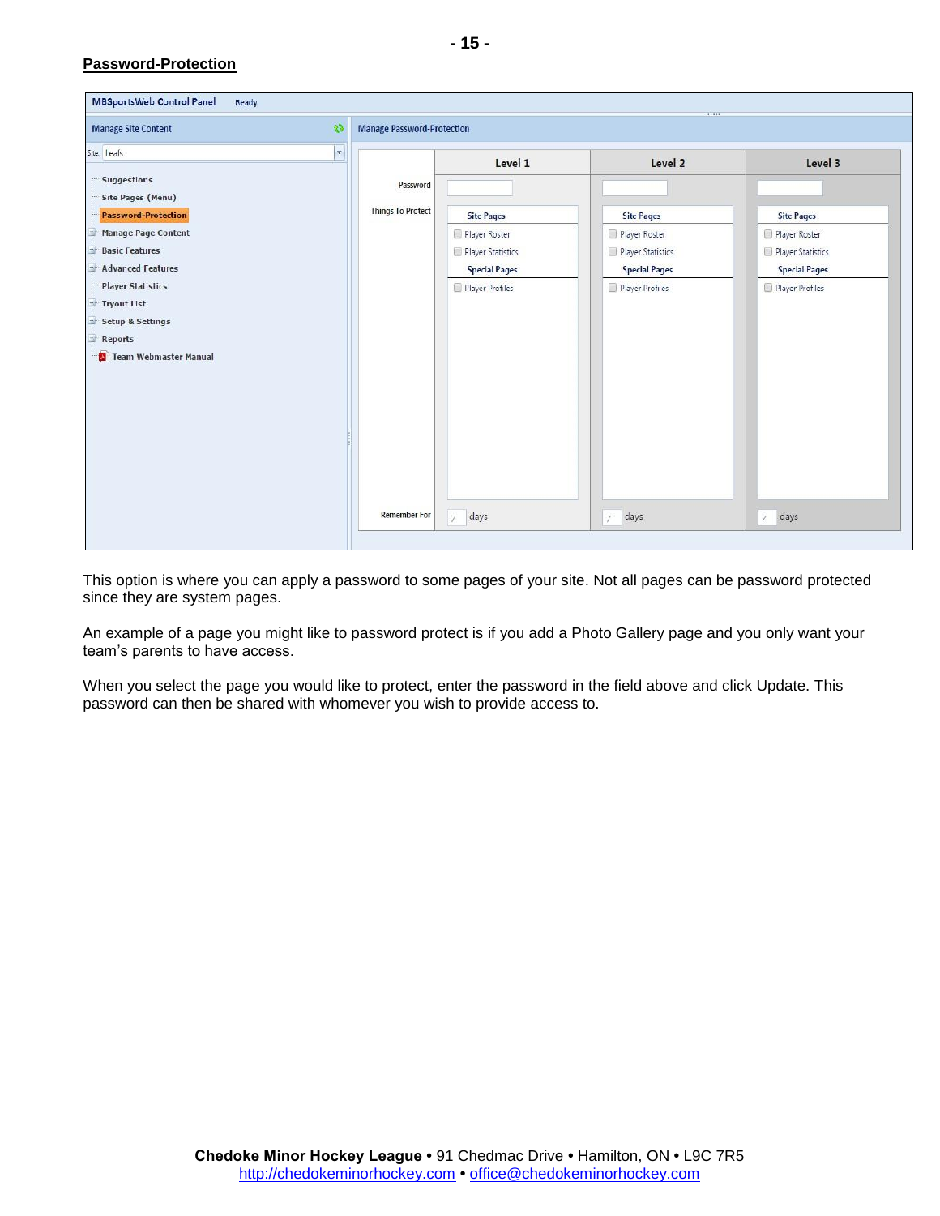## Password-Protection

MBSportsWeb Control Panel Ready

| Manage Site Content | Manage Password-Protection | | | |
|---|---|---|---|---|
| Site: Leafs | | **Level 1** | **Level 2** | **Level 3** |
| Suggestions | Password | | | |
| Site Pages (Menu) | Things To Protect | **Site Pages** | **Site Pages** | **Site Pages** |
| **Password-Protection** | | Player Roster | Player Roster | Player Roster |
| Manage Page Content | | Player Statistics | Player Statistics | Player Statistics |
| Basic Features | | **Special Pages** | **Special Pages** | **Special Pages** |
| Advanced Features | | Player Profiles | Player Profiles | Player Profiles |
| Player Statistics | | | | |
| Tryout List | | | | |
| Setup & Settings | | | | |
| Reports | | | | |
| Team Webmaster Manual | | | | |
| | Remember For | 7 days | 7 days | 7 days |

This option is where you can apply a password to some pages of your site. Not all pages can be password protected since they are system pages.

An example of a page you might like to password protect is if you add a Photo Gallery page and you only want your team's parents to have access.

When you select the page you would like to protect, enter the password in the field above and click Update. This password can then be shared with whomever you wish to provide access to.

**Chedoke Minor Hockey League** • 91 Chedmac Drive • Hamilton, ON • L9C 7R5
http://chedokeminorhockey.com • office@chedokeminorhockey.com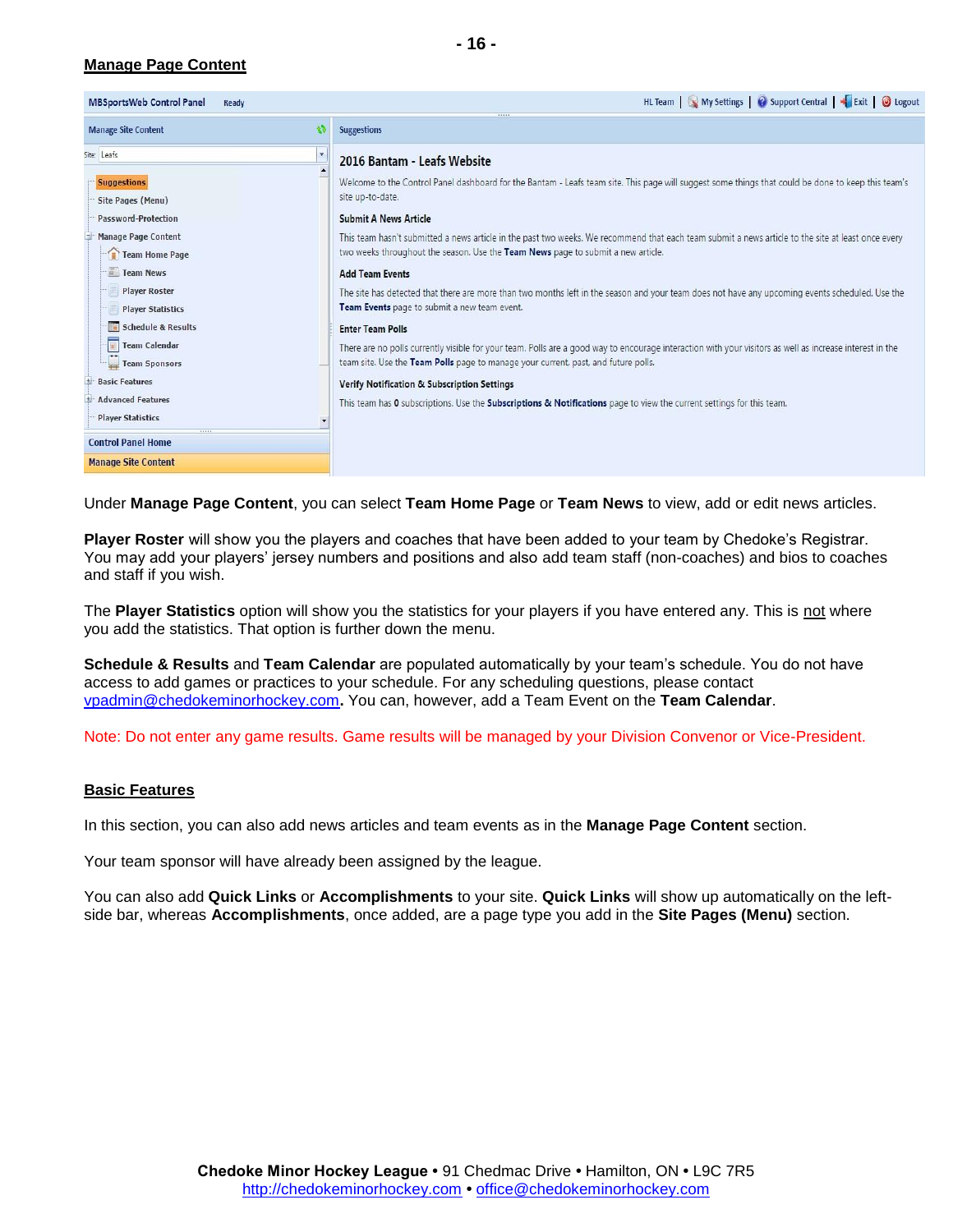## Manage Page Content

Under **Manage Page Content**, you can select **Team Home Page** or **Team News** to view, add or edit news articles.

**Player Roster** will show you the players and coaches that have been added to your team by Chedoke's Registrar. You may add your players' jersey numbers and positions and also add team staff (non-coaches) and bios to coaches and staff if you wish.

The **Player Statistics** option will show you the statistics for your players if you have entered any. This is not where you add the statistics. That option is further down the menu.

**Schedule & Results** and **Team Calendar** are populated automatically by your team's schedule. You do not have access to add games or practices to your schedule. For any scheduling questions, please contact vpadmin@chedokeminorhockey.com**.** You can, however, add a Team Event on the **Team Calendar**.

Note: Do not enter any game results. Game results will be managed by your Division Convenor or Vice-President.

## Basic Features

In this section, you can also add news articles and team events as in the **Manage Page Content** section.

Your team sponsor will have already been assigned by the league.

You can also add **Quick Links** or **Accomplishments** to your site. **Quick Links** will show up automatically on the left-side bar, whereas **Accomplishments**, once added, are a page type you add in the **Site Pages (Menu)** section.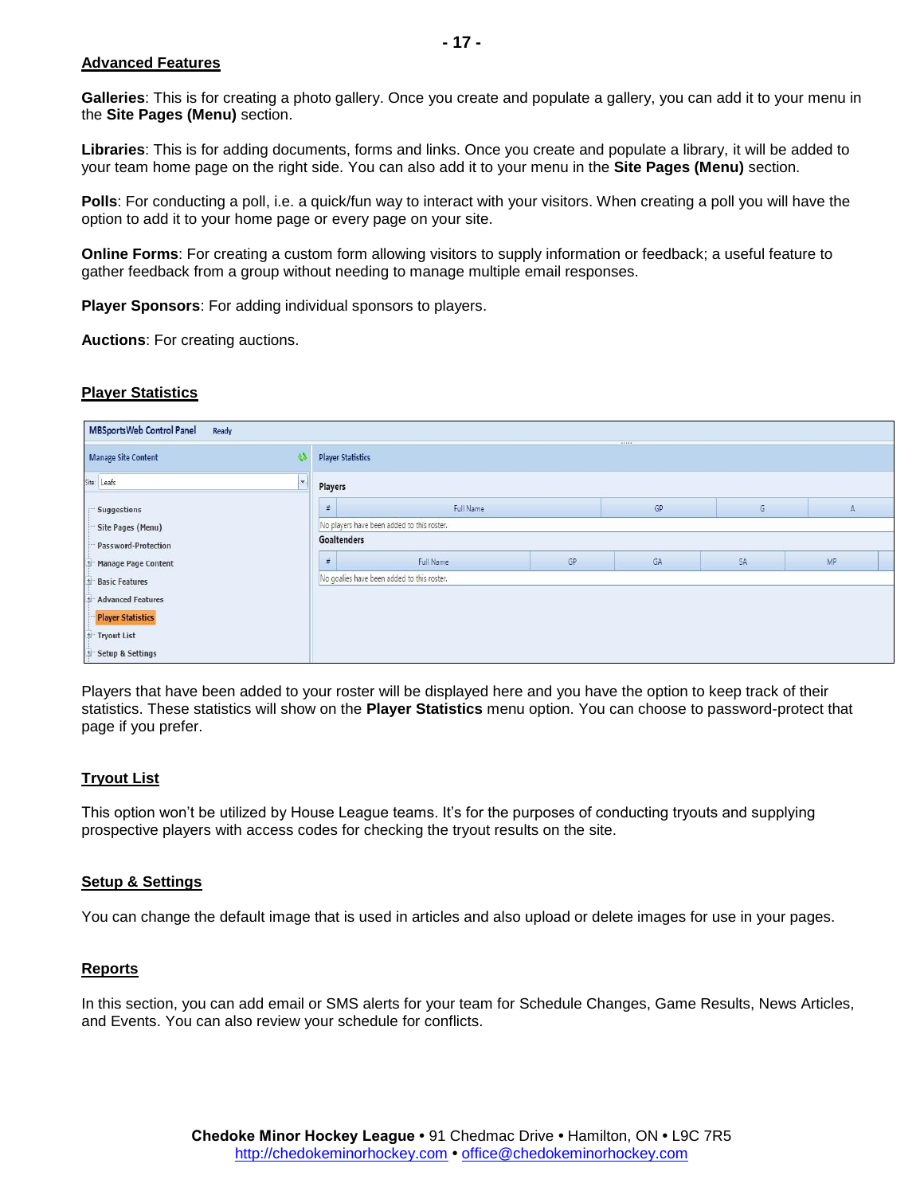## Advanced Features

**Galleries**: This is for creating a photo gallery. Once you create and populate a gallery, you can add it to your menu in the **Site Pages (Menu)** section.

**Libraries**: This is for adding documents, forms and links. Once you create and populate a library, it will be added to your team home page on the right side. You can also add it to your menu in the **Site Pages (Menu)** section.

**Polls**: For conducting a poll, i.e. a quick/fun way to interact with your visitors. When creating a poll you will have the option to add it to your home page or every page on your site.

**Online Forms**: For creating a custom form allowing visitors to supply information or feedback; a useful feature to gather feedback from a group without needing to manage multiple email responses.

**Player Sponsors**: For adding individual sponsors to players.

**Auctions**: For creating auctions.

## Player Statistics

Players that have been added to your roster will be displayed here and you have the option to keep track of their statistics. These statistics will show on the **Player Statistics** menu option. You can choose to password-protect that page if you prefer.

## Tryout List

This option won't be utilized by House League teams. It's for the purposes of conducting tryouts and supplying prospective players with access codes for checking the tryout results on the site.

## Setup & Settings

You can change the default image that is used in articles and also upload or delete images for use in your pages.

## Reports

In this section, you can add email or SMS alerts for your team for Schedule Changes, Game Results, News Articles, and Events. You can also review your schedule for conflicts.